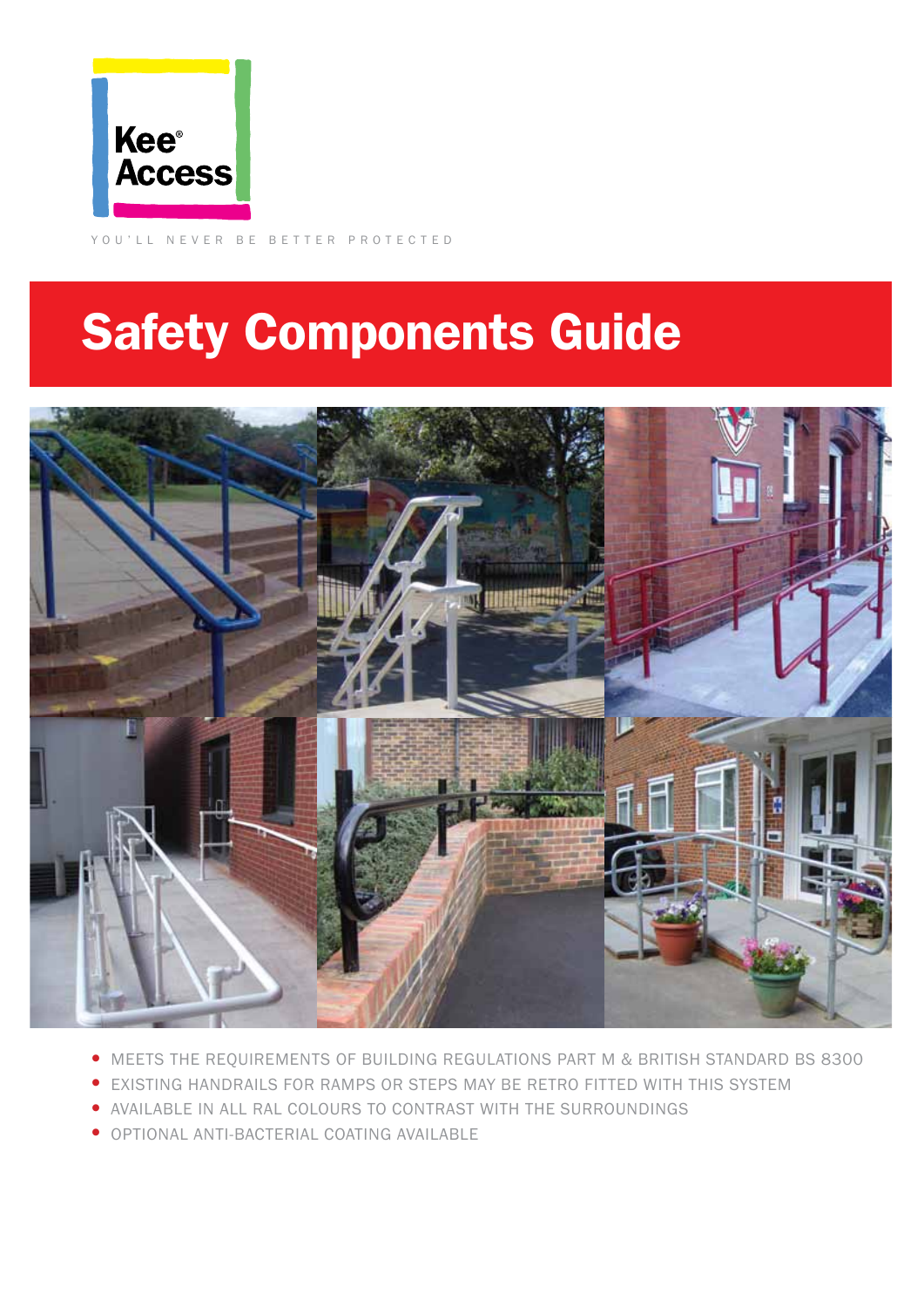Kee® Access

YOU'LL NEVER BE BETTER PROTECTED

# Safety Components Guide

- MEETS THE REQUIREMENTS OF BUILDING REGULATIONS PART M & BRITISH STANDARD BS 8300
- EXISTING HANDRAILS FOR RAMPS OR STEPS MAY BE RETRO FITTED WITH THIS SYSTEM
- AVAILABLE IN ALL RAL COLOURS TO CONTRAST WITH THE SURROUNDINGS
- OPTIONAL ANTI-BACTERIAL COATING AVAILABLE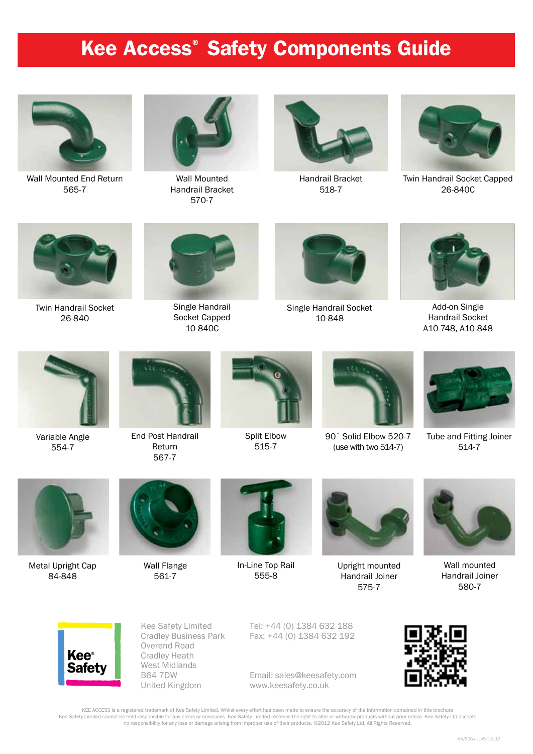# Kee Access® Safety Components Guide

Wall Mounted End Return
565-7

Wall Mounted
Handrail Bracket
570-7

Handrail Bracket
518-7

Twin Handrail Socket Capped
26-840C

Twin Handrail Socket
26-840

Single Handrail
Socket Capped
10-840C

Single Handrail Socket
10-848

Add-on Single
Handrail Socket
A10-748, A10-848

Variable Angle
554-7

End Post Handrail
Return
567-7

Split Elbow
515-7

90˚ Solid Elbow 520-7
(use with two 514-7)

Tube and Fitting Joiner
514-7

Metal Upright Cap
84-848

Wall Flange
561-7

In-Line Top Rail
555-8

Upright mounted
Handrail Joiner
575-7

Wall mounted
Handrail Joiner
580-7

Kee® Safety

Kee Safety Limited
Cradley Business Park
Overend Road
Cradley Heath
West Midlands
B64 7DW
United Kingdom

Tel: +44 (0) 1384 632 188
Fax: +44 (0) 1384 632 192

Email: sales@keesafety.com
www.keesafety.co.uk

KEE ACCESS is a registered trademark of Kee Safety Limited. Whilst every effort has been made to ensure the accuracy of the information contained in this brochure Kee Safety Limited cannot be held responsible for any errors or omissions. Kee Safety Limited reserves the right to alter or withdraw products without prior notice. Kee Safety Ltd accepts no responsibility for any loss or damage arising from improper use of their products. ©2012 Kee Safety Ltd. All Rights Reserved.

KA/SCG-uk_v5/12_12